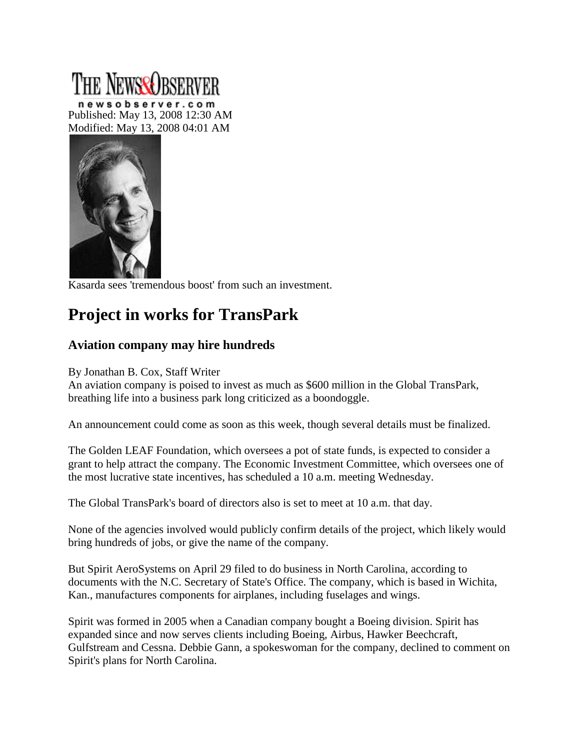THE NEWS&OBSERVER
newsobserver.com

Published: May 13, 2008 12:30 AM
Modified: May 13, 2008 04:01 AM

Kasarda sees 'tremendous boost' from such an investment.

# Project in works for TransPark

### Aviation company may hire hundreds

By Jonathan B. Cox, Staff Writer

An aviation company is poised to invest as much as $600 million in the Global TransPark, breathing life into a business park long criticized as a boondoggle.

An announcement could come as soon as this week, though several details must be finalized.

The Golden LEAF Foundation, which oversees a pot of state funds, is expected to consider a grant to help attract the company. The Economic Investment Committee, which oversees one of the most lucrative state incentives, has scheduled a 10 a.m. meeting Wednesday.

The Global TransPark's board of directors also is set to meet at 10 a.m. that day.

None of the agencies involved would publicly confirm details of the project, which likely would bring hundreds of jobs, or give the name of the company.

But Spirit AeroSystems on April 29 filed to do business in North Carolina, according to documents with the N.C. Secretary of State's Office. The company, which is based in Wichita, Kan., manufactures components for airplanes, including fuselages and wings.

Spirit was formed in 2005 when a Canadian company bought a Boeing division. Spirit has expanded since and now serves clients including Boeing, Airbus, Hawker Beechcraft, Gulfstream and Cessna. Debbie Gann, a spokeswoman for the company, declined to comment on Spirit's plans for North Carolina.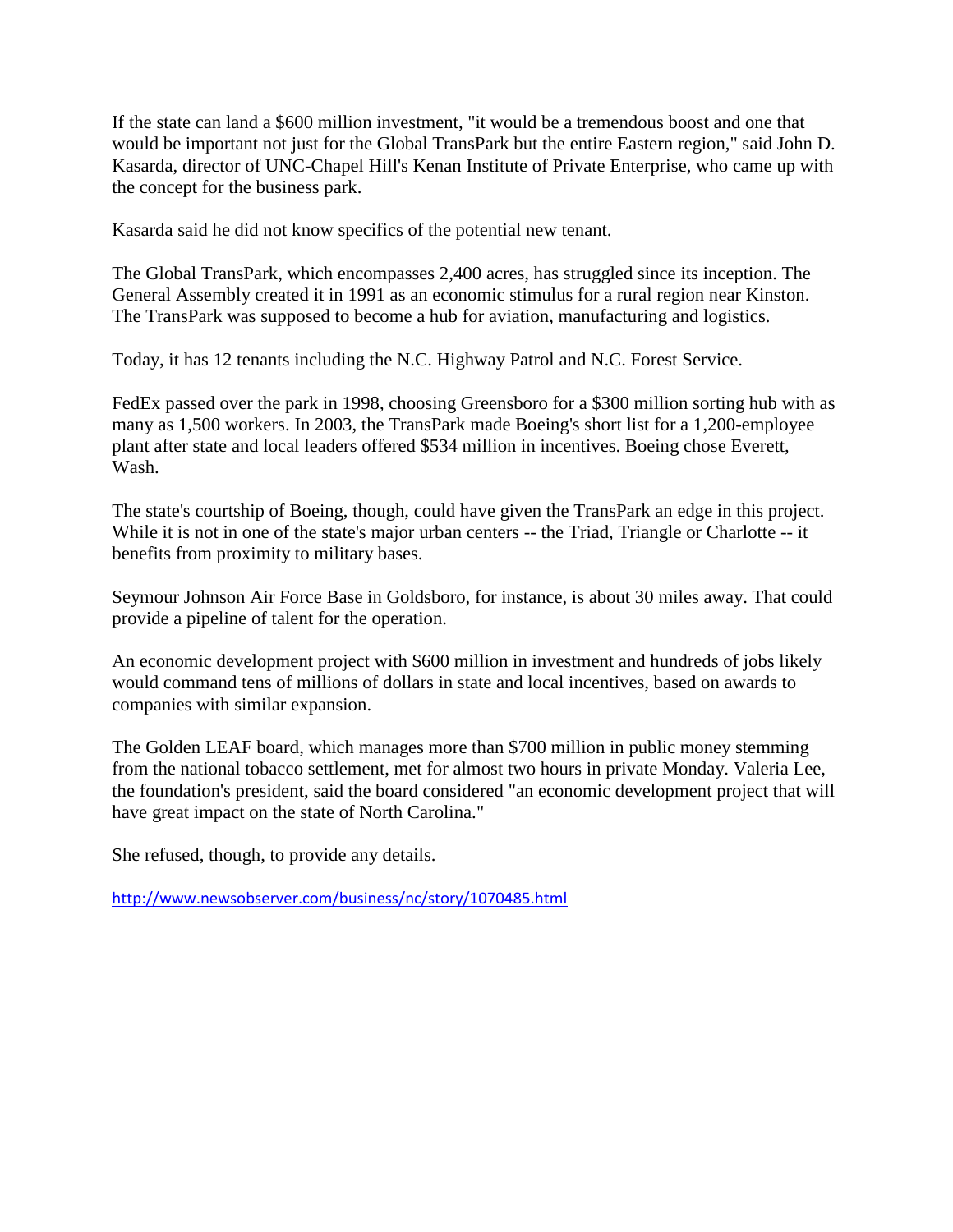If the state can land a $600 million investment, "it would be a tremendous boost and one that would be important not just for the Global TransPark but the entire Eastern region," said John D. Kasarda, director of UNC-Chapel Hill's Kenan Institute of Private Enterprise, who came up with the concept for the business park.

Kasarda said he did not know specifics of the potential new tenant.

The Global TransPark, which encompasses 2,400 acres, has struggled since its inception. The General Assembly created it in 1991 as an economic stimulus for a rural region near Kinston. The TransPark was supposed to become a hub for aviation, manufacturing and logistics.

Today, it has 12 tenants including the N.C. Highway Patrol and N.C. Forest Service.

FedEx passed over the park in 1998, choosing Greensboro for a $300 million sorting hub with as many as 1,500 workers. In 2003, the TransPark made Boeing's short list for a 1,200-employee plant after state and local leaders offered $534 million in incentives. Boeing chose Everett, Wash.

The state's courtship of Boeing, though, could have given the TransPark an edge in this project. While it is not in one of the state's major urban centers -- the Triad, Triangle or Charlotte -- it benefits from proximity to military bases.

Seymour Johnson Air Force Base in Goldsboro, for instance, is about 30 miles away. That could provide a pipeline of talent for the operation.

An economic development project with $600 million in investment and hundreds of jobs likely would command tens of millions of dollars in state and local incentives, based on awards to companies with similar expansion.

The Golden LEAF board, which manages more than $700 million in public money stemming from the national tobacco settlement, met for almost two hours in private Monday. Valeria Lee, the foundation's president, said the board considered "an economic development project that will have great impact on the state of North Carolina."

She refused, though, to provide any details.

http://www.newsobserver.com/business/nc/story/1070485.html